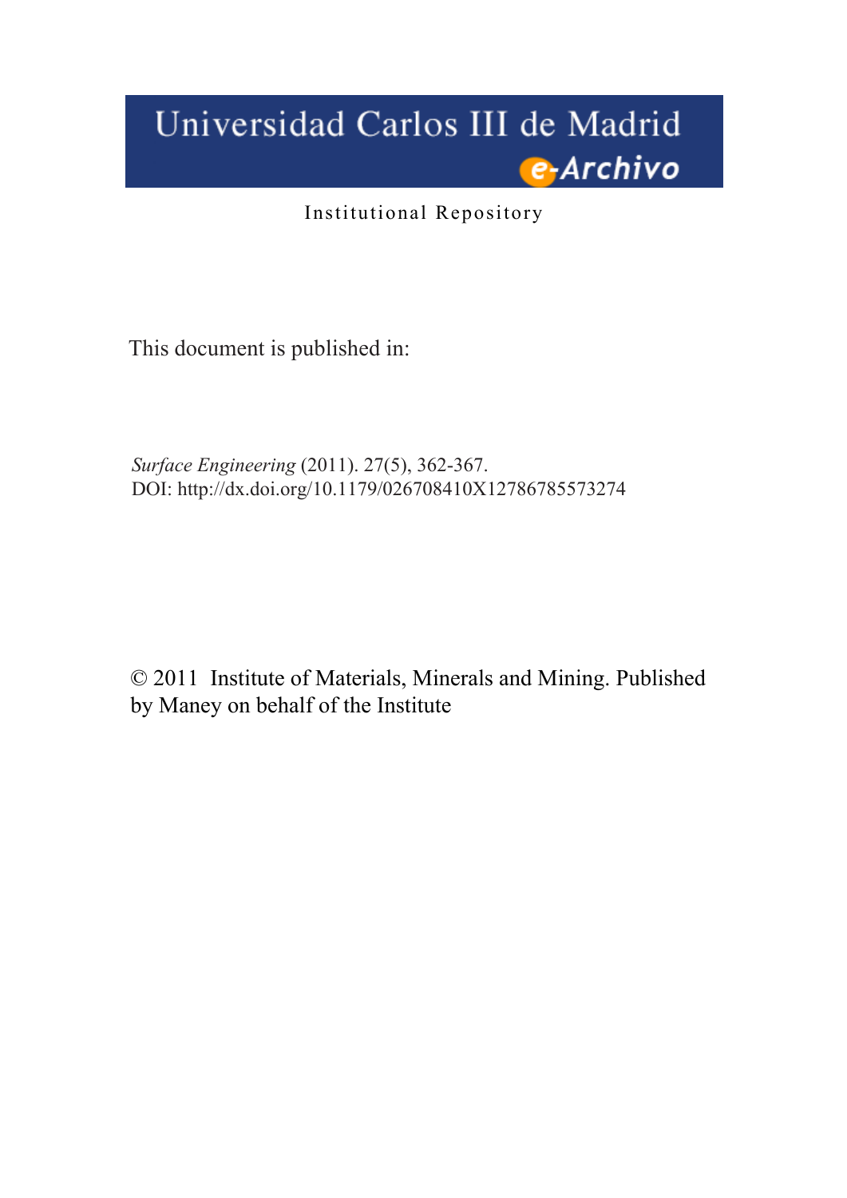Universidad Carlos III de Madrid

e-Archivo

Institutional Repository

This document is published in:

*Surface Engineering* (2011). 27(5), 362-367.
DOI: http://dx.doi.org/10.1179/026708410X12786785573274

© 2011 Institute of Materials, Minerals and Mining. Published by Maney on behalf of the Institute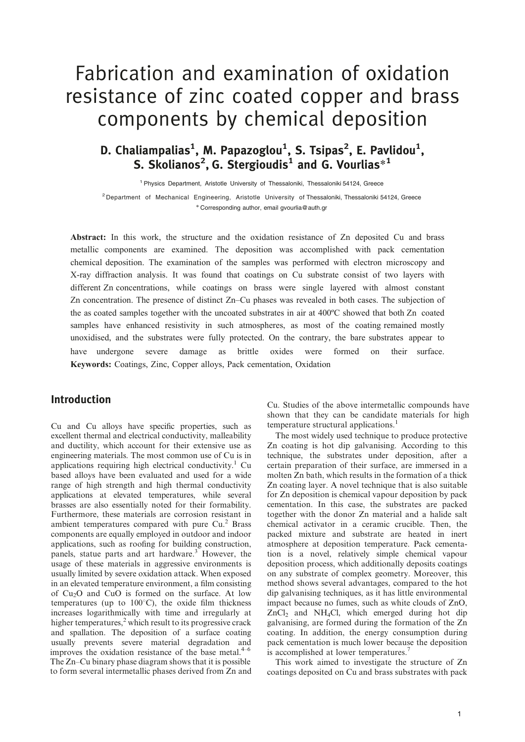# Fabrication and examination of oxidation resistance of zinc coated copper and brass components by chemical deposition

## D. Chaliampalias[1], M. Papazoglou[1], S. Tsipas[2], E. Pavlidou[1], S. Skolianos[2], G. Stergioudis[1] and G. Vourlias*[1]

[1] Physics Department, Aristotle University of Thessaloniki, Thessaloniki 54124, Greece

[2] Department of Mechanical Engineering, Aristotle University of Thessaloniki, Thessaloniki 54124, Greece

* Corresponding author, email gvourlia@auth.gr

**Abstract:** In this work, the structure and the oxidation resistance of Zn deposited Cu and brass metallic components are examined. The deposition was accomplished with pack cementation chemical deposition. The examination of the samples was performed with electron microscopy and X-ray diffraction analysis. It was found that coatings on Cu substrate consist of two layers with different Zn concentrations, while coatings on brass were single layered with almost constant Zn concentration. The presence of distinct Zn–Cu phases was revealed in both cases. The subjection of the as coated samples together with the uncoated substrates in air at 400ºC showed that both Zn coated samples have enhanced resistivity in such atmospheres, as most of the coating remained mostly unoxidised, and the substrates were fully protected. On the contrary, the bare substrates appear to have undergone severe damage as brittle oxides were formed on their surface.
**Keywords:** Coatings, Zinc, Copper alloys, Pack cementation, Oxidation

## Introduction

Cu and Cu alloys have specific properties, such as excellent thermal and electrical conductivity, malleability and ductility, which account for their extensive use as engineering materials. The most common use of Cu is in applications requiring high electrical conductivity.[1] Cu based alloys have been evaluated and used for a wide range of high strength and high thermal conductivity applications at elevated temperatures, while several brasses are also essentially noted for their formability. Furthermore, these materials are corrosion resistant in ambient temperatures compared with pure Cu.[2] Brass components are equally employed in outdoor and indoor applications, such as roofing for building construction, panels, statue parts and art hardware.[3] However, the usage of these materials in aggressive environments is usually limited by severe oxidation attack. When exposed in an elevated temperature environment, a film consisting of $Cu_2O$ and CuO is formed on the surface. At low temperatures (up to 100°C), the oxide film thickness increases logarithmically with time and irregularly at higher temperatures,[2] which result to its progressive crack and spallation. The deposition of a surface coating usually prevents severe material degradation and improves the oxidation resistance of the base metal.[4–6] The Zn–Cu binary phase diagram shows that it is possible to form several intermetallic phases derived from Zn and Cu. Studies of the above intermetallic compounds have shown that they can be candidate materials for high temperature structural applications.[1]

The most widely used technique to produce protective Zn coating is hot dip galvanising. According to this technique, the substrates under deposition, after a certain preparation of their surface, are immersed in a molten Zn bath, which results in the formation of a thick Zn coating layer. A novel technique that is also suitable for Zn deposition is chemical vapour deposition by pack cementation. In this case, the substrates are packed together with the donor Zn material and a halide salt chemical activator in a ceramic crucible. Then, the packed mixture and substrate are heated in inert atmosphere at deposition temperature. Pack cementation is a novel, relatively simple chemical vapour deposition process, which additionally deposits coatings on any substrate of complex geometry. Moreover, this method shows several advantages, compared to the hot dip galvanising techniques, as it has little environmental impact because no fumes, such as white clouds of ZnO, $ZnCl_2$ and $NH_4Cl$, which emerged during hot dip galvanising, are formed during the formation of the Zn coating. In addition, the energy consumption during pack cementation is much lower because the deposition is accomplished at lower temperatures.[7]

This work aimed to investigate the structure of Zn coatings deposited on Cu and brass substrates with pack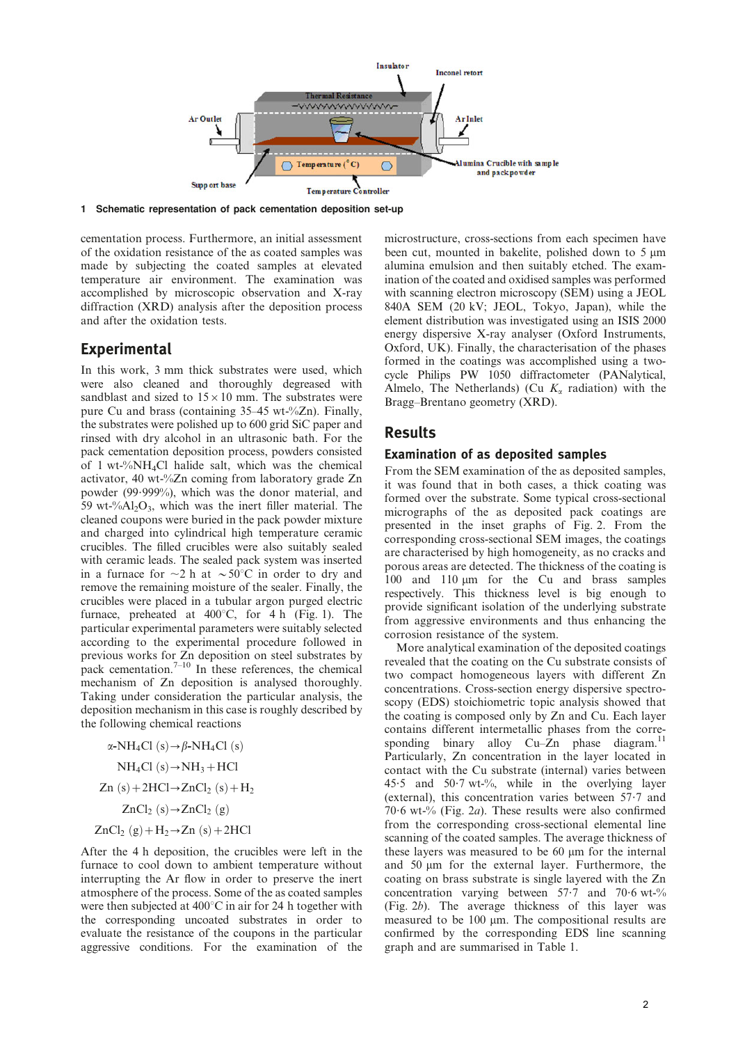1 **Schematic representation of pack cementation deposition set-up**

cementation process. Furthermore, an initial assessment of the oxidation resistance of the as coated samples was made by subjecting the coated samples at elevated temperature air environment. The examination was accomplished by microscopic observation and X-ray diffraction (XRD) analysis after the deposition process and after the oxidation tests.

## Experimental

In this work, 3 mm thick substrates were used, which were also cleaned and thoroughly degreased with sandblast and sized to $15 \times 10$ mm. The substrates were pure Cu and brass (containing 35–45 wt-%Zn). Finally, the substrates were polished up to 600 grid SiC paper and rinsed with dry alcohol in an ultrasonic bath. For the pack cementation deposition process, powders consisted of 1 wt-%$NH_4Cl$ halide salt, which was the chemical activator, 40 wt-%Zn coming from laboratory grade Zn powder (99·999%), which was the donor material, and 59 wt-%$Al_2O_3$, which was the inert filler material. The cleaned coupons were buried in the pack powder mixture and charged into cylindrical high temperature ceramic crucibles. The filled crucibles were also suitably sealed with ceramic leads. The sealed pack system was inserted in a furnace for ~2 h at ~50°C in order to dry and remove the remaining moisture of the sealer. Finally, the crucibles were placed in a tubular argon purged electric furnace, preheated at 400°C, for 4 h (Fig. 1). The particular experimental parameters were suitably selected according to the experimental procedure followed in previous works for Zn deposition on steel substrates by pack cementation.[7–10] In these references, the chemical mechanism of Zn deposition is analysed thoroughly. Taking under consideration the particular analysis, the deposition mechanism in this case is roughly described by the following chemical reactions

$$\alpha\text{-}NH_4Cl\ (s) \rightarrow \beta\text{-}NH_4Cl\ (s)$$

$$NH_4Cl\ (s) \rightarrow NH_3 + HCl$$

$$Zn\ (s) + 2HCl \rightarrow ZnCl_2\ (s) + H_2$$

$$ZnCl_2\ (s) \rightarrow ZnCl_2\ (g)$$

$$ZnCl_2\ (g) + H_2 \rightarrow Zn\ (s) + 2HCl$$

After the 4 h deposition, the crucibles were left in the furnace to cool down to ambient temperature without interrupting the Ar flow in order to preserve the inert atmosphere of the process. Some of the as coated samples were then subjected at 400°C in air for 24 h together with the corresponding uncoated substrates in order to evaluate the resistance of the coupons in the particular aggressive conditions. For the examination of the microstructure, cross-sections from each specimen have been cut, mounted in bakelite, polished down to 5 μm alumina emulsion and then suitably etched. The examination of the coated and oxidised samples was performed with scanning electron microscopy (SEM) using a JEOL 840A SEM (20 kV; JEOL, Tokyo, Japan), while the element distribution was investigated using an ISIS 2000 energy dispersive X-ray analyser (Oxford Instruments, Oxford, UK). Finally, the characterisation of the phases formed in the coatings was accomplished using a two-cycle Philips PW 1050 diffractometer (PANalytical, Almelo, The Netherlands) (Cu $K_\alpha$ radiation) with the Bragg–Brentano geometry (XRD).

## Results

### Examination of as deposited samples

From the SEM examination of the as deposited samples, it was found that in both cases, a thick coating was formed over the substrate. Some typical cross-sectional micrographs of the as deposited pack coatings are presented in the inset graphs of Fig. 2. From the corresponding cross-sectional SEM images, the coatings are characterised by high homogeneity, as no cracks and porous areas are detected. The thickness of the coating is 100 and 110 μm for the Cu and brass samples respectively. This thickness level is big enough to provide significant isolation of the underlying substrate from aggressive environments and thus enhancing the corrosion resistance of the system.

More analytical examination of the deposited coatings revealed that the coating on the Cu substrate consists of two compact homogeneous layers with different Zn concentrations. Cross-section energy dispersive spectroscopy (EDS) stoichiometric topic analysis showed that the coating is composed only by Zn and Cu. Each layer contains different intermetallic phases from the corresponding binary alloy Cu–Zn phase diagram.[11] Particularly, Zn concentration in the layer located in contact with the Cu substrate (internal) varies between 45·5 and 50·7 wt-%, while in the overlying layer (external), this concentration varies between 57·7 and 70·6 wt-% (Fig. 2*a*). These results were also confirmed from the corresponding cross-sectional elemental line scanning of the coated samples. The average thickness of these layers was measured to be 60 μm for the internal and 50 μm for the external layer. Furthermore, the coating on brass substrate is single layered with the Zn concentration varying between 57·7 and 70·6 wt-% (Fig. 2*b*). The average thickness of this layer was measured to be 100 μm. The compositional results are confirmed by the corresponding EDS line scanning graph and are summarised in Table 1.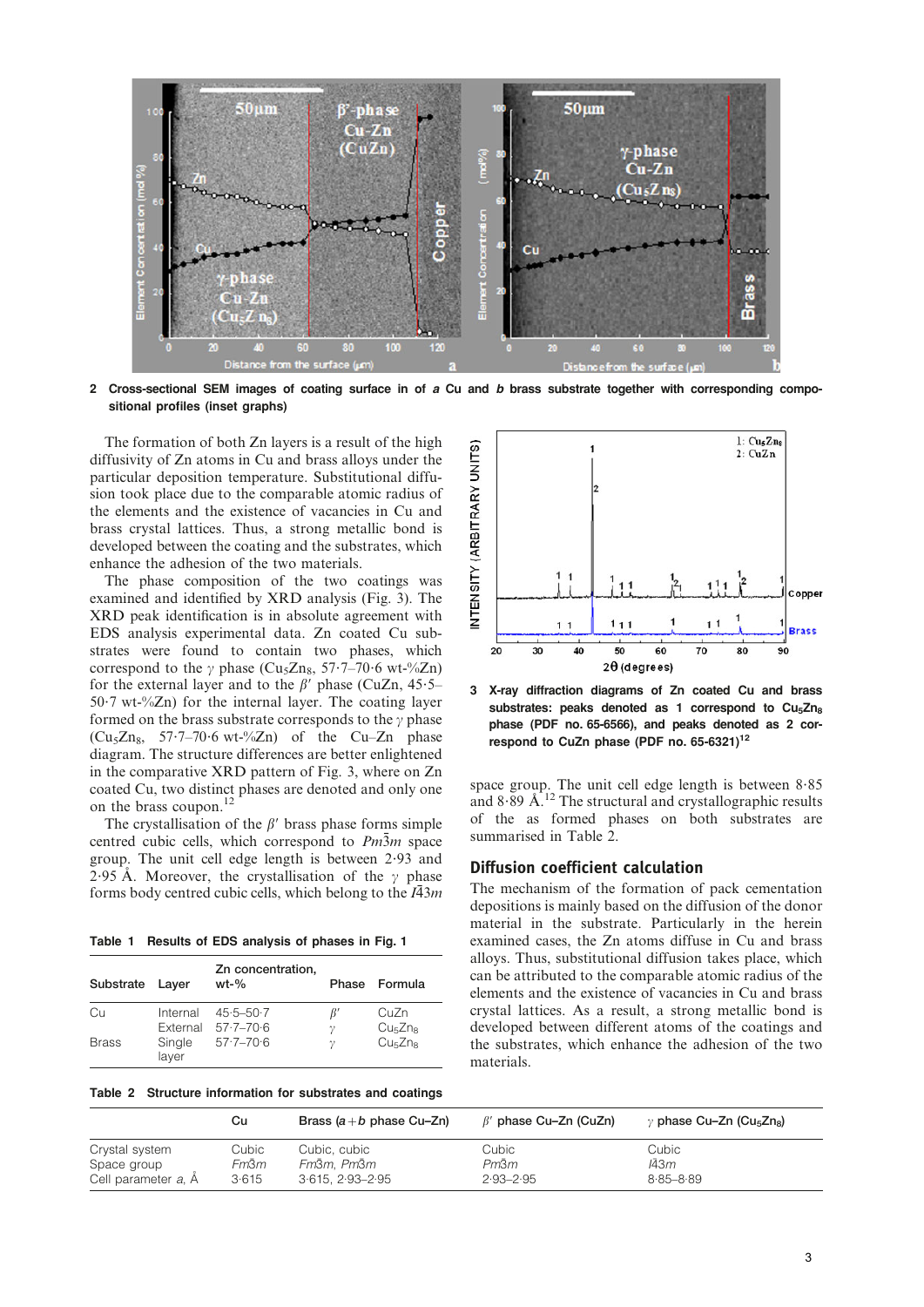2 Cross-sectional SEM images of coating surface in of *a* Cu and *b* brass substrate together with corresponding compositional profiles (inset graphs)

The formation of both Zn layers is a result of the high diffusivity of Zn atoms in Cu and brass alloys under the particular deposition temperature. Substitutional diffusion took place due to the comparable atomic radius of the elements and the existence of vacancies in Cu and brass crystal lattices. Thus, a strong metallic bond is developed between the coating and the substrates, which enhance the adhesion of the two materials.

The phase composition of the two coatings was examined and identified by XRD analysis (Fig. 3). The XRD peak identification is in absolute agreement with EDS analysis experimental data. Zn coated Cu substrates were found to contain two phases, which correspond to the $\gamma$ phase ($Cu_5Zn_8$, 57·7–70·6 wt-%Zn) for the external layer and to the $\beta'$ phase (CuZn, 45·5–50·7 wt-%Zn) for the internal layer. The coating layer formed on the brass substrate corresponds to the $\gamma$ phase ($Cu_5Zn_8$, 57·7–70·6 wt-%Zn) of the Cu–Zn phase diagram. The structure differences are better enlightened in the comparative XRD pattern of Fig. 3, where on Zn coated Cu, two distinct phases are denoted and only one on the brass coupon.[12]

The crystallisation of the $\beta'$ brass phase forms simple centred cubic cells, which correspond to $Pm\bar{3}m$ space group. The unit cell edge length is between 2·93 and 2·95 Å. Moreover, the crystallisation of the $\gamma$ phase forms body centred cubic cells, which belong to the $I\bar{4}3m$ space group. The unit cell edge length is between 8·85 and 8·89 Å.[12] The structural and crystallographic results of the as formed phases on both substrates are summarised in Table 2.

Table 1 Results of EDS analysis of phases in Fig. 1

| Substrate | Layer | Zn concentration, wt-% | Phase | Formula |
|---|---|---|---|---|
| Cu | Internal | 45·5–50·7 | $\beta'$ | CuZn |
| | External | 57·7–70·6 | $\gamma$ | $Cu_5Zn_8$ |
| Brass | Single layer | 57·7–70·6 | $\gamma$ | $Cu_5Zn_8$ |

3 X-ray diffraction diagrams of Zn coated Cu and brass substrates: peaks denoted as 1 correspond to $Cu_5Zn_8$ phase (PDF no. 65-6566), and peaks denoted as 2 correspond to CuZn phase (PDF no. 65-6321)[12]

## Diffusion coefficient calculation

The mechanism of the formation of pack cementation depositions is mainly based on the diffusion of the donor material in the substrate. Particularly in the herein examined cases, the Zn atoms diffuse in Cu and brass alloys. Thus, substitutional diffusion takes place, which can be attributed to the comparable atomic radius of the elements and the existence of vacancies in Cu and brass crystal lattices. As a result, a strong metallic bond is developed between different atoms of the coatings and the substrates, which enhance the adhesion of the two materials.

Table 2 Structure information for substrates and coatings

| | Cu | Brass ($a+b$ phase Cu–Zn) | $\beta'$ phase Cu–Zn (CuZn) | $\gamma$ phase Cu–Zn ($Cu_5Zn_8$) |
|---|---|---|---|---|
| Crystal system | Cubic | Cubic, cubic | Cubic | Cubic |
| Space group | $Fm\bar{3}m$ | $Fm\bar{3}m$, $Pm\bar{3}m$ | $Pm\bar{3}m$ | $I\bar{4}3m$ |
| Cell parameter $a$, Å | 3·615 | 3·615, 2·93–2·95 | 2·93–2·95 | 8·85–8·89 |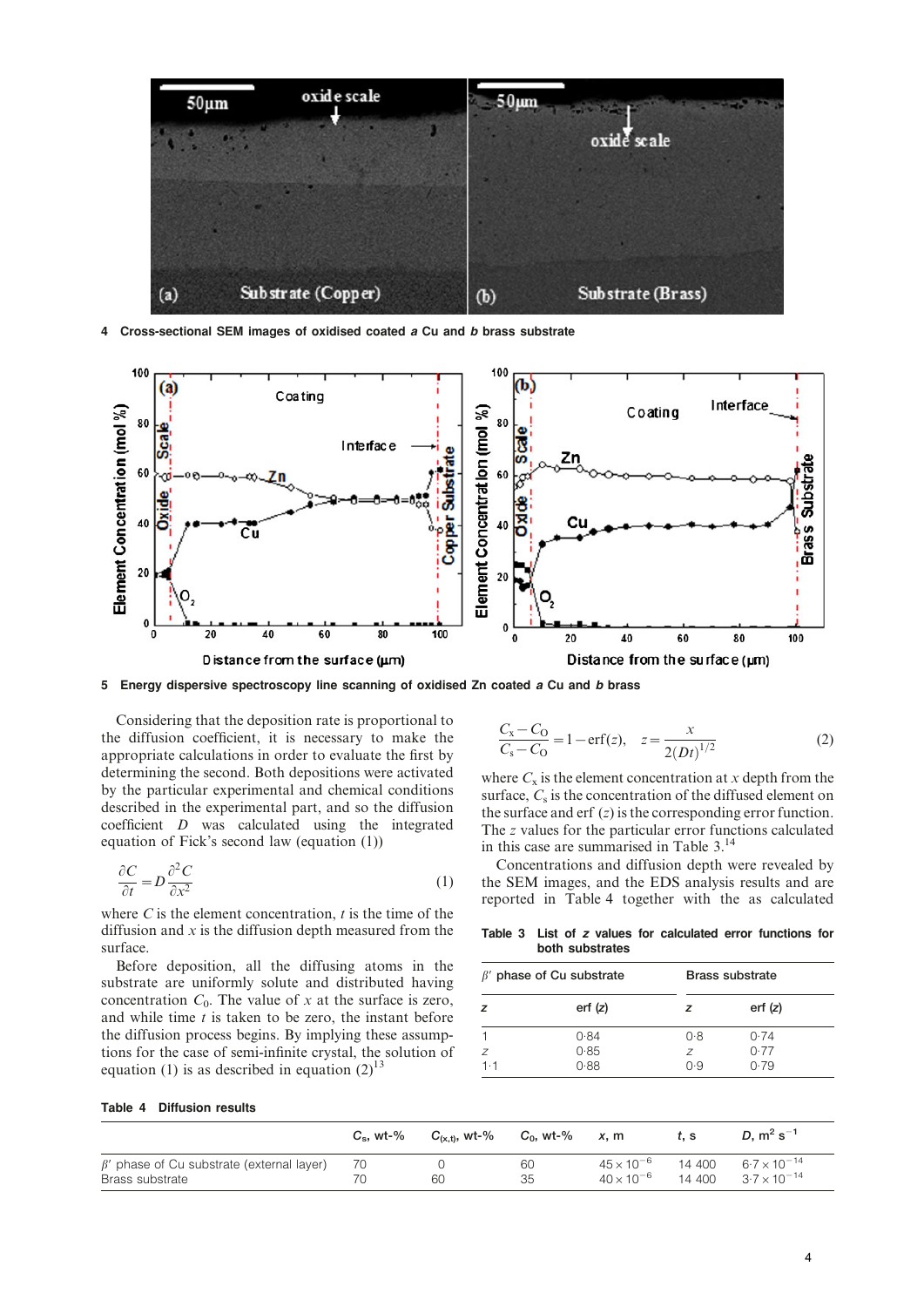4 Cross-sectional SEM images of oxidised coated *a* Cu and *b* brass substrate

5 Energy dispersive spectroscopy line scanning of oxidised Zn coated *a* Cu and *b* brass

Considering that the deposition rate is proportional to the diffusion coefficient, it is necessary to make the appropriate calculations in order to evaluate the first by determining the second. Both depositions were activated by the particular experimental and chemical conditions described in the experimental part, and so the diffusion coefficient $D$ was calculated using the integrated equation of Fick's second law (equation (1))

$$\frac{\partial C}{\partial t}=D\frac{\partial^2 C}{\partial x^2} \tag{1}$$

where $C$ is the element concentration, $t$ is the time of the diffusion and $x$ is the diffusion depth measured from the surface.

Before deposition, all the diffusing atoms in the substrate are uniformly solute and distributed having concentration $C_0$. The value of $x$ at the surface is zero, and while time $t$ is taken to be zero, the instant before the diffusion process begins. By implying these assumptions for the case of semi-infinite crystal, the solution of equation (1) is as described in equation (2)[13]

$$\frac{C_x - C_O}{C_s - C_O}=1-\text{erf}(z), \quad z=\frac{x}{2(Dt)^{1/2}} \tag{2}$$

where $C_x$ is the element concentration at $x$ depth from the surface, $C_s$ is the concentration of the diffused element on the surface and erf ($z$) is the corresponding error function. The $z$ values for the particular error functions calculated in this case are summarised in Table 3.[14]

Concentrations and diffusion depth were revealed by the SEM images, and the EDS analysis results and are reported in Table 4 together with the as calculated

Table 3 List of $z$ values for calculated error functions for both substrates

| $\beta'$ phase of Cu substrate | | Brass substrate | |
|---|---|---|---|
| $z$ | erf ($z$) | $z$ | erf ($z$) |
| 1 | 0·84 | 0·8 | 0·74 |
| $z$ | 0·85 | $z$ | 0·77 |
| 1·1 | 0·88 | 0·9 | 0·79 |

Table 4 Diffusion results

| | $C_s$, wt-% | $C_{(x,t)}$, wt-% | $C_0$, wt-% | $x$, m | $t$, s | $D$, m$^2$ s$^{-1}$ |
|---|---|---|---|---|---|---|
| $\beta'$ phase of Cu substrate (external layer) | 70 | 0 | 60 | $45\times10^{-6}$ | 14 400 | $6{\cdot}7\times10^{-14}$ |
| Brass substrate | 70 | 60 | 35 | $40\times10^{-6}$ | 14 400 | $3{\cdot}7\times10^{-14}$ |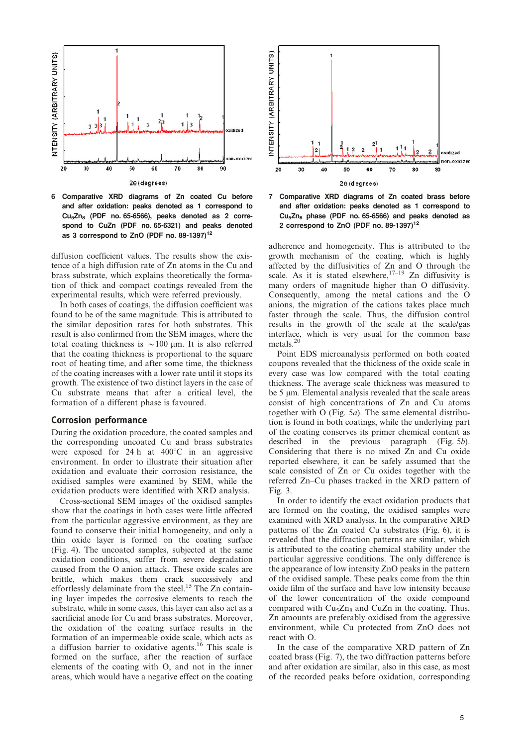INTENSITY (ARBITRARY UNITS)

1
2
1
3 3 3 1
1 1 1 1 3
1
2 3
1 1 3
1 2
1
oxidized
non-oxidized

20 30 40 50 60 70 80 90

2θ (degrees)

6 Comparative XRD diagrams of Zn coated Cu before and after oxidation: peaks denoted as 1 correspond to $Cu_5Zn_8$ (PDF no. 65-6566), peaks denoted as 2 correspond to CuZn (PDF no. 65-6321) and peaks denoted as 3 correspond to ZnO (PDF no. 89-1397)[12]

INTENSITY (ARBITRARY UNITS)

1
1 1 2
1 2 1 2 2
2 1 1
1 1 1
1
2 2
1
oxidized
non-oxidized

20 30 40 50 60 70 80 90

2θ (degrees)

7 Comparative XRD diagrams of Zn coated brass before and after oxidation: peaks denoted as 1 correspond to $Cu_5Zn_8$ phase (PDF no. 65-6566) and peaks denoted as 2 correspond to ZnO (PDF no. 89-1397)[12]

diffusion coefficient values. The results show the existence of a high diffusion rate of Zn atoms in the Cu and brass substrate, which explains theoretically the formation of thick and compact coatings revealed from the experimental results, which were referred previously.

In both cases of coatings, the diffusion coefficient was found to be of the same magnitude. This is attributed to the similar deposition rates for both substrates. This result is also confirmed from the SEM images, where the total coating thickness is ~100 μm. It is also referred that the coating thickness is proportional to the square root of heating time, and after some time, the thickness of the coating increases with a lower rate until it stops its growth. The existence of two distinct layers in the case of Cu substrate means that after a critical level, the formation of a different phase is favoured.

## Corrosion performance

During the oxidation procedure, the coated samples and the corresponding uncoated Cu and brass substrates were exposed for 24 h at 400°C in an aggressive environment. In order to illustrate their situation after oxidation and evaluate their corrosion resistance, the oxidised samples were examined by SEM, while the oxidation products were identified with XRD analysis.

Cross-sectional SEM images of the oxidised samples show that the coatings in both cases were little affected from the particular aggressive environment, as they are found to conserve their initial homogeneity, and only a thin oxide layer is formed on the coating surface (Fig. 4). The uncoated samples, subjected at the same oxidation conditions, suffer from severe degradation caused from the O anion attack. These oxide scales are brittle, which makes them crack successively and effortlessly delaminate from the steel.[15] The Zn containing layer impedes the corrosive elements to reach the substrate, while in some cases, this layer can also act as a sacrificial anode for Cu and brass substrates. Moreover, the oxidation of the coating surface results in the formation of an impermeable oxide scale, which acts as a diffusion barrier to oxidative agents.[16] This scale is formed on the surface, after the reaction of surface elements of the coating with O, and not in the inner areas, which would have a negative effect on the coating adherence and homogeneity. This is attributed to the growth mechanism of the coating, which is highly affected by the diffusivities of Zn and O through the scale. As it is stated elsewhere,[17–19] Zn diffusivity is many orders of magnitude higher than O diffusivity. Consequently, among the metal cations and the O anions, the migration of the cations takes place much faster through the scale. Thus, the diffusion control results in the growth of the scale at the scale/gas interface, which is very usual for the common base metals.[20]

Point EDS microanalysis performed on both coated coupons revealed that the thickness of the oxide scale in every case was low compared with the total coating thickness. The average scale thickness was measured to be 5 μm. Elemental analysis revealed that the scale areas consist of high concentrations of Zn and Cu atoms together with O (Fig. 5*a*). The same elemental distribution is found in both coatings, while the underlying part of the coating conserves its primer chemical content as described in the previous paragraph (Fig. 5*b*). Considering that there is no mixed Zn and Cu oxide reported elsewhere, it can be safely assumed that the scale consisted of Zn or Cu oxides together with the referred Zn–Cu phases tracked in the XRD pattern of Fig. 3.

In order to identify the exact oxidation products that are formed on the coating, the oxidised samples were examined with XRD analysis. In the comparative XRD patterns of the Zn coated Cu substrates (Fig. 6), it is revealed that the diffraction patterns are similar, which is attributed to the coating chemical stability under the particular aggressive conditions. The only difference is the appearance of low intensity ZnO peaks in the pattern of the oxidised sample. These peaks come from the thin oxide film of the surface and have low intensity because of the lower concentration of the oxide compound compared with $Cu_5Zn_8$ and CuZn in the coating. Thus, Zn amounts are preferably oxidised from the aggressive environment, while Cu protected from ZnO does not react with O.

In the case of the comparative XRD pattern of Zn coated brass (Fig. 7), the two diffraction patterns before and after oxidation are similar, also in this case, as most of the recorded peaks before oxidation, corresponding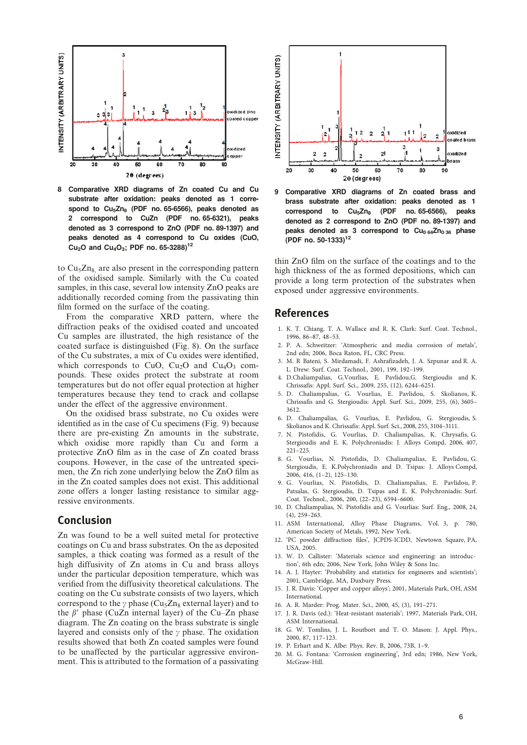INTENSITY (ARBITRARY UNITS)

oxidized zinc coated copper

oxidized copper

20 30 40 50 60 70 80 90

2θ (degrees)

**8 Comparative XRD diagrams of Zn coated Cu and Cu substrate after oxidation: peaks denoted as 1 correspond to $Cu_5Zn_8$ (PDF no. 65-6566), peaks denoted as 2 correspond to CuZn (PDF no. 65-6321), peaks denoted as 3 correspond to ZnO (PDF no. 89-1397) and peaks denoted as 4 correspond to Cu oxides (CuO, $Cu_2O$ and $Cu_4O_3$; PDF no. 65-3288)[12]**

INTENSITY (ARBITRARY UNITS)

oxidized coated brass

oxidized brass

20 30 40 50 60 70 80 90

2θ (degrees)

**9 Comparative XRD diagrams of Zn coated brass and brass substrate after oxidation: peaks denoted as 1 correspond to $Cu_5Zn_8$ (PDF no. 65-6566), peaks denoted as 2 correspond to ZnO (PDF no. 89-1397) and peaks denoted as 3 correspond to $Cu_{0.64}Zn_{0.36}$ phase (PDF no. 50-1333)[12]**

to $Cu_5Zn_8$ are also present in the corresponding pattern of the oxidised sample. Similarly with the Cu coated samples, in this case, several low intensity ZnO peaks are additionally recorded coming from the passivating thin film formed on the surface of the coating.

From the comparative XRD pattern, where the diffraction peaks of the oxidised coated and uncoated Cu samples are illustrated, the high resistance of the coated surface is distinguished (Fig. 8). On the surface of the Cu substrates, a mix of Cu oxides were identified, which corresponds to CuO, $Cu_2O$ and $Cu_4O_3$ compounds. These oxides protect the substrate at room temperatures but do not offer equal protection at higher temperatures because they tend to crack and collapse under the effect of the aggressive environment.

On the oxidised brass substrate, no Cu oxides were identified as in the case of Cu specimens (Fig. 9) because there are pre-existing Zn amounts in the substrate, which oxidise more rapidly than Cu and form a protective ZnO film as in the case of Zn coated brass coupons. However, in the case of the untreated specimen, the Zn rich zone underlying below the ZnO film as in the Zn coated samples does not exist. This additional zone offers a longer lasting resistance to similar aggressive environments.

## Conclusion

Zn was found to be a well suited metal for protective coatings on Cu and brass substrates. On the as deposited samples, a thick coating was formed as a result of the high diffusivity of Zn atoms in Cu and brass alloys under the particular deposition temperature, which was verified from the diffusivity theoretical calculations. The coating on the Cu substrate consists of two layers, which correspond to the $\gamma$ phase ($Cu_5Zn_8$ external layer) and to the $\beta'$ phase (CuZn internal layer) of the Cu–Zn phase diagram. The Zn coating on the brass substrate is single layered and consists only of the $\gamma$ phase. The oxidation results showed that both Zn coated samples were found to be unaffected by the particular aggressive environment. This is attributed to the formation of a passivating thin ZnO film on the surface of the coatings and to the high thickness of the as formed depositions, which can provide a long term protection of the substrates when exposed under aggressive environments.

## References

1. K. T. Chiang, T. A. Wallace and R. K. Clark: Surf. Coat. Technol., 1996, 86–87, 48–53.
2. P. A. Schweitzer: 'Atmospheric and media corrosion of metals', 2nd edn; 2006, Boca Raton, FL, CRC Press.
3. M. R Bateni, S. Mirdamadi, F. Ashrafizadeh, J. A. Szpunar and R. A. L. Drew: Surf. Coat. Technol., 2001, 199, 192–199.
4. D.Chaliampalias, G.Vourlias, E. Pavlidou,G. Stergioudis and K. Chrissafis: Appl. Surf. Sci., 2009, 255, (12), 6244–6251.
5. D. Chaliampalias, G. Vourlias, E. Pavlidou, S. Skolianos, K. Chrissafis and G. Stergioudis: Appl. Surf. Sci., 2009, 255, (6), 3605–3612.
6. D. Chaliampalias, G. Vourlias, E. Pavlidou, G. Stergioudis, S. Skolianos and K. Chrissafis: Appl. Surf. Sci., 2008, 255, 3104–3111.
7. N. Pistofidis, G. Vourlias, D. Chaliampalias, K. Chrysafis, G. Stergioudis and E. K. Polychroniadis: J. Alloys Compd, 2006, 407, 221–225.
8. G. Vourlias, N. Pistofidis, D. Chaliampalias, E. Pavlidou, G. Stergioudis, E. K.Polychroniadis and D. Tsipas: J. Alloys Compd, 2006, 416, (1–2), 125–130.
9. G. Vourlias, N. Pistofidis, D. Chaliampalias, E. Pavlidou, P. Patsalas, G. Stergioudis, D. Tsipas and E. K. Polychroniadis: Surf. Coat. Technol., 2006, 200, (22–23), 6594–6600.
10. D. Chaliampalias, N. Pistofidis and G. Vourlias: Surf. Eng., 2008, 24, (4), 259–263.
11. ASM International, Alloy Phase Diagrams, Vol. 3, p. 780, American Society of Metals, 1992, New York.
12. 'PC powder diffraction files', JCPDS-ICDD, Newtown Square, PA, USA, 2005.
13. W. D. Callister: 'Materials science and engineering: an introduction', 6th edn; 2006, New York, John Wiley & Sons Inc.
14. A. J. Hayter: 'Probability and statistics for engineers and scientists'; 2001, Cambridge, MA, Duxbury Press.
15. J. R. Davis: 'Copper and copper alloys'; 2001, Materials Park, OH, ASM International.
16. A. R. Marder: Prog. Mater. Sci., 2000, 45, (3), 191–271.
17. J. R. Davis (ed.): 'Heat-resistant materials'; 1997, Materials Park, OH, ASM International.
18. G. W. Tomlins, J. L. Routbort and T. O. Mason: J. Appl. Phys., 2000, 87, 117–123.
19. P. Erhart and K. Albe: Phys. Rev. B, 2006, 73B, 1–9.
20. M. G. Fontana: 'Corrosion engineering', 3rd edn; 1986, New York, McGraw-Hill.